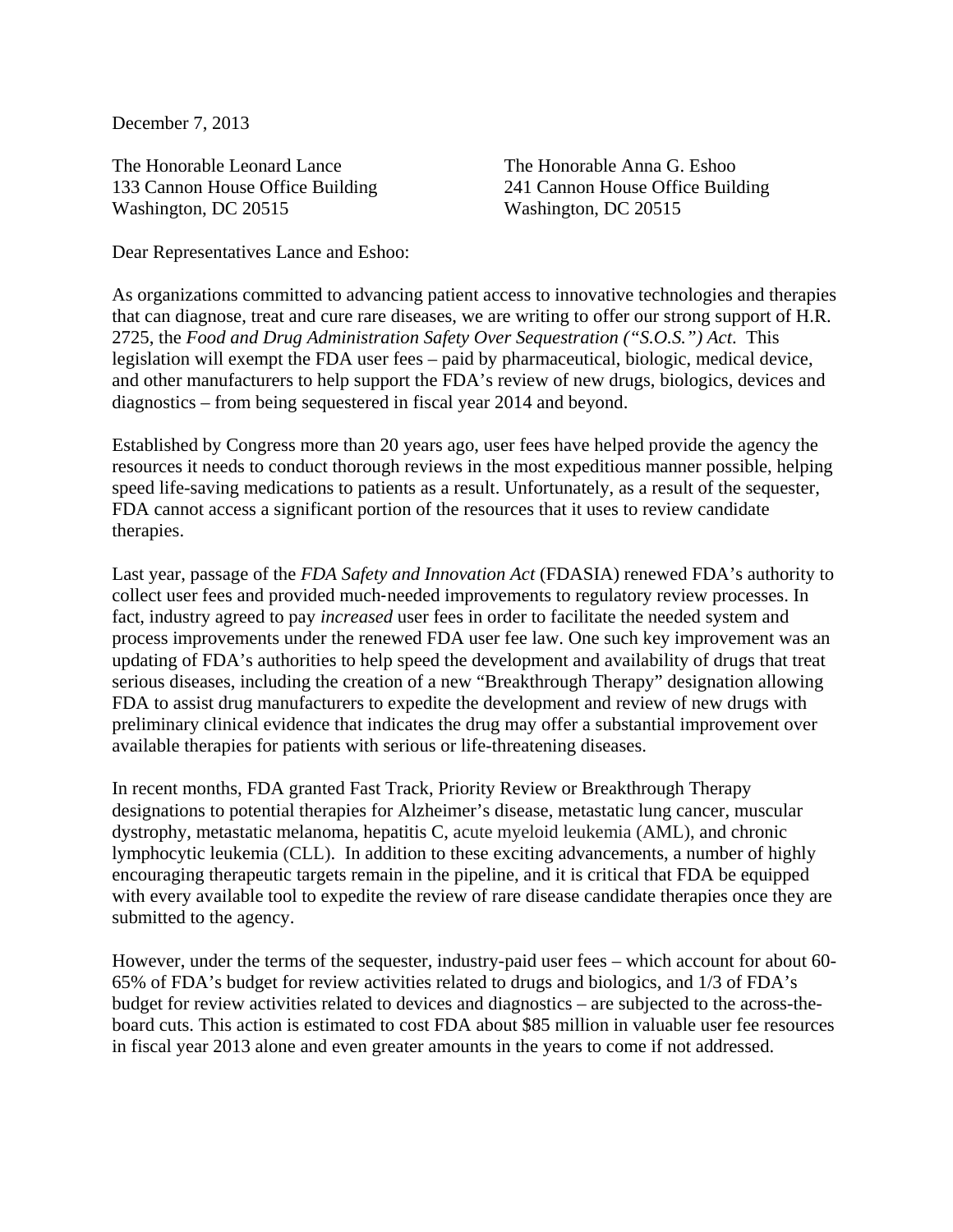December 7, 2013

The Honorable Leonard Lance
133 Cannon House Office Building
Washington, DC 20515

The Honorable Anna G. Eshoo
241 Cannon House Office Building
Washington, DC 20515

Dear Representatives Lance and Eshoo:

As organizations committed to advancing patient access to innovative technologies and therapies that can diagnose, treat and cure rare diseases, we are writing to offer our strong support of H.R. 2725, the *Food and Drug Administration Safety Over Sequestration ("S.O.S.") Act*. This legislation will exempt the FDA user fees – paid by pharmaceutical, biologic, medical device, and other manufacturers to help support the FDA's review of new drugs, biologics, devices and diagnostics – from being sequestered in fiscal year 2014 and beyond.

Established by Congress more than 20 years ago, user fees have helped provide the agency the resources it needs to conduct thorough reviews in the most expeditious manner possible, helping speed life-saving medications to patients as a result. Unfortunately, as a result of the sequester, FDA cannot access a significant portion of the resources that it uses to review candidate therapies.

Last year, passage of the *FDA Safety and Innovation Act* (FDASIA) renewed FDA's authority to collect user fees and provided much-needed improvements to regulatory review processes. In fact, industry agreed to pay *increased* user fees in order to facilitate the needed system and process improvements under the renewed FDA user fee law. One such key improvement was an updating of FDA's authorities to help speed the development and availability of drugs that treat serious diseases, including the creation of a new "Breakthrough Therapy" designation allowing FDA to assist drug manufacturers to expedite the development and review of new drugs with preliminary clinical evidence that indicates the drug may offer a substantial improvement over available therapies for patients with serious or life-threatening diseases.

In recent months, FDA granted Fast Track, Priority Review or Breakthrough Therapy designations to potential therapies for Alzheimer's disease, metastatic lung cancer, muscular dystrophy, metastatic melanoma, hepatitis C, acute myeloid leukemia (AML), and chronic lymphocytic leukemia (CLL). In addition to these exciting advancements, a number of highly encouraging therapeutic targets remain in the pipeline, and it is critical that FDA be equipped with every available tool to expedite the review of rare disease candidate therapies once they are submitted to the agency.

However, under the terms of the sequester, industry-paid user fees – which account for about 60-65% of FDA's budget for review activities related to drugs and biologics, and 1/3 of FDA's budget for review activities related to devices and diagnostics – are subjected to the across-the-board cuts. This action is estimated to cost FDA about $85 million in valuable user fee resources in fiscal year 2013 alone and even greater amounts in the years to come if not addressed.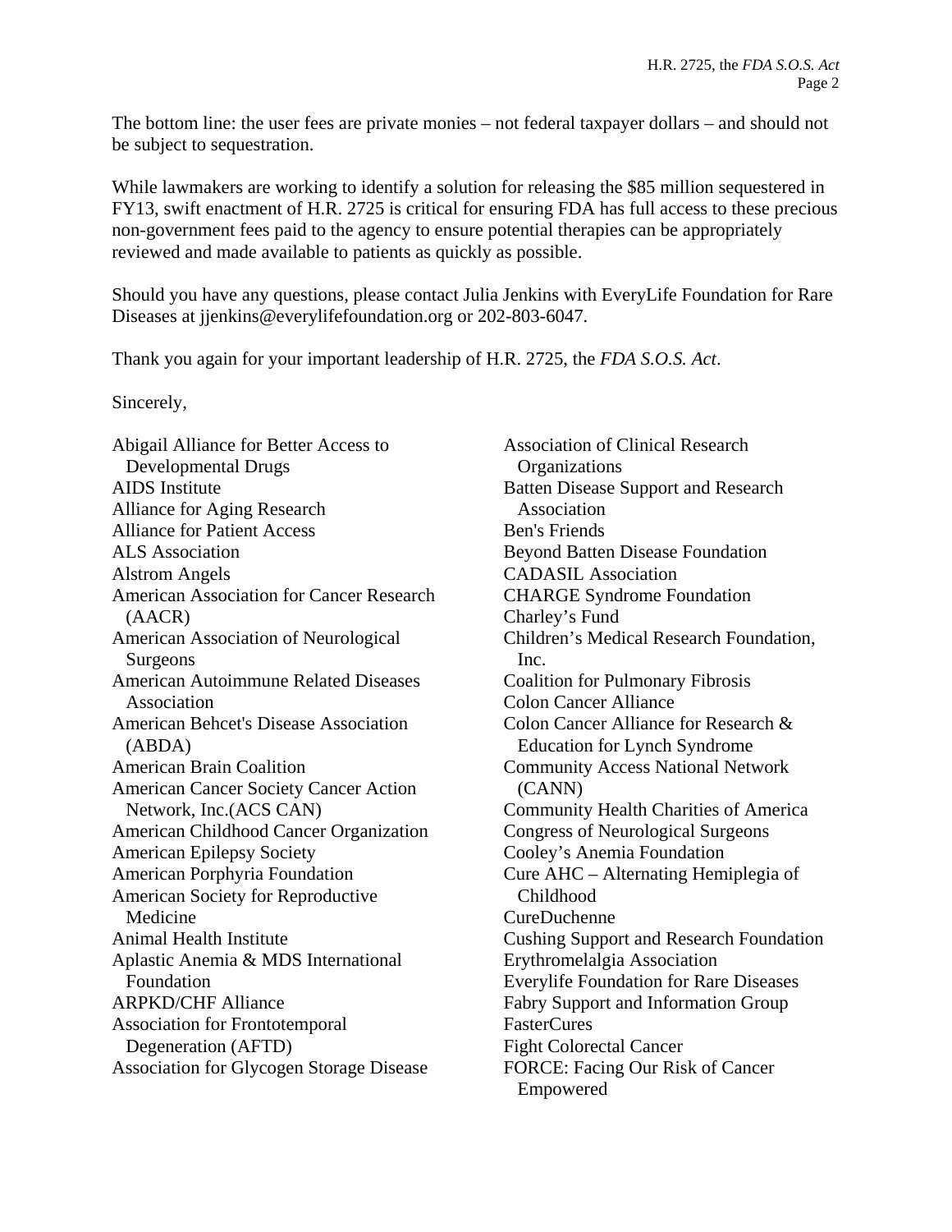The bottom line: the user fees are private monies – not federal taxpayer dollars – and should not be subject to sequestration.

While lawmakers are working to identify a solution for releasing the $85 million sequestered in FY13, swift enactment of H.R. 2725 is critical for ensuring FDA has full access to these precious non-government fees paid to the agency to ensure potential therapies can be appropriately reviewed and made available to patients as quickly as possible.

Should you have any questions, please contact Julia Jenkins with EveryLife Foundation for Rare Diseases at jjenkins@everylifefoundation.org or 202-803-6047.

Thank you again for your important leadership of H.R. 2725, the *FDA S.O.S. Act*.

Sincerely,

Abigail Alliance for Better Access to Developmental Drugs
AIDS Institute
Alliance for Aging Research
Alliance for Patient Access
ALS Association
Alstrom Angels
American Association for Cancer Research (AACR)
American Association of Neurological Surgeons
American Autoimmune Related Diseases Association
American Behcet's Disease Association (ABDA)
American Brain Coalition
American Cancer Society Cancer Action Network, Inc.(ACS CAN)
American Childhood Cancer Organization
American Epilepsy Society
American Porphyria Foundation
American Society for Reproductive Medicine
Animal Health Institute
Aplastic Anemia & MDS International Foundation
ARPKD/CHF Alliance
Association for Frontotemporal Degeneration (AFTD)
Association for Glycogen Storage Disease
Association of Clinical Research Organizations
Batten Disease Support and Research Association
Ben's Friends
Beyond Batten Disease Foundation
CADASIL Association
CHARGE Syndrome Foundation
Charley's Fund
Children's Medical Research Foundation, Inc.
Coalition for Pulmonary Fibrosis
Colon Cancer Alliance
Colon Cancer Alliance for Research & Education for Lynch Syndrome
Community Access National Network (CANN)
Community Health Charities of America
Congress of Neurological Surgeons
Cooley's Anemia Foundation
Cure AHC – Alternating Hemiplegia of Childhood
CureDuchenne
Cushing Support and Research Foundation
Erythromelalgia Association
Everylife Foundation for Rare Diseases
Fabry Support and Information Group
FasterCures
Fight Colorectal Cancer
FORCE: Facing Our Risk of Cancer Empowered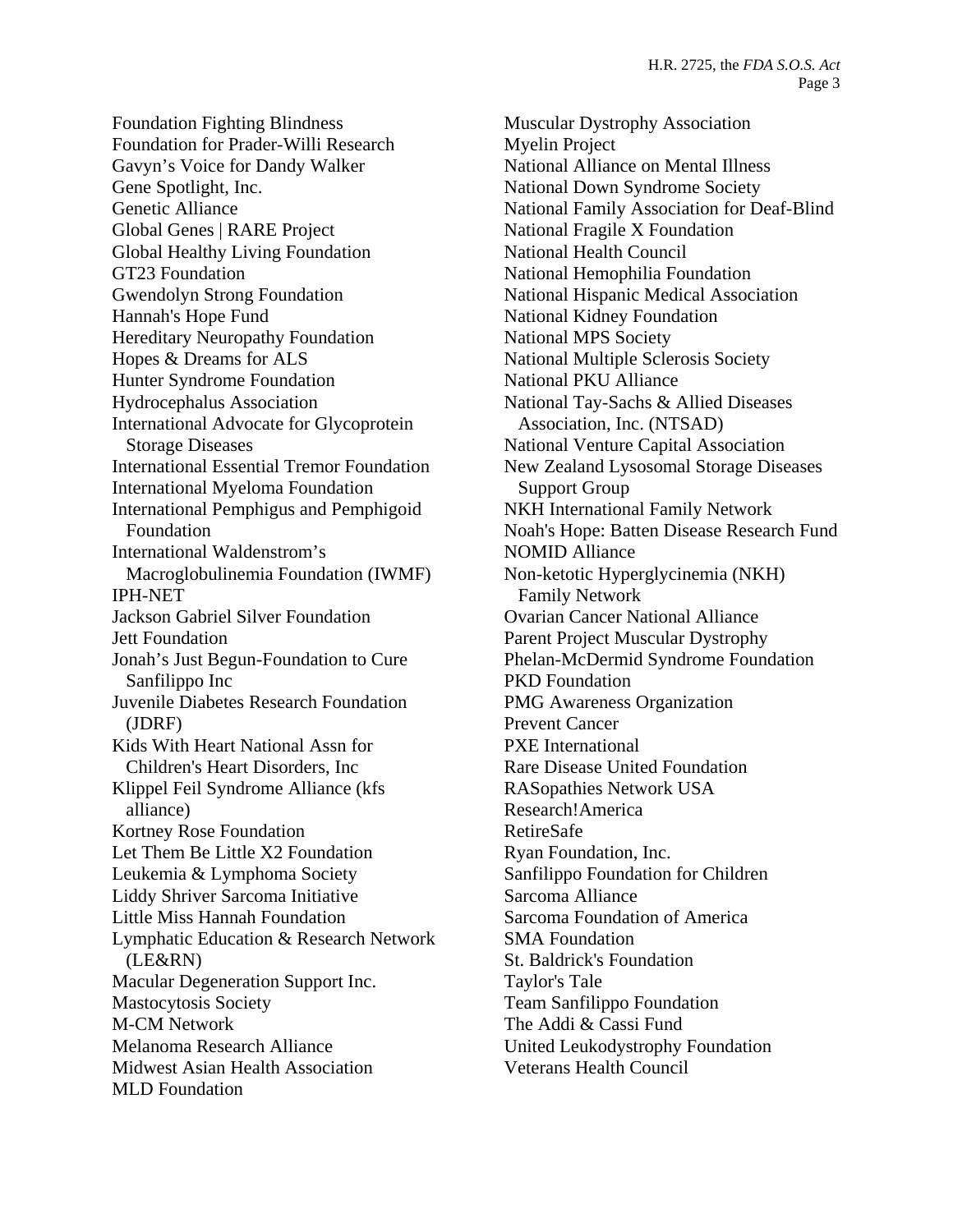Foundation Fighting Blindness
Foundation for Prader-Willi Research
Gavyn's Voice for Dandy Walker
Gene Spotlight, Inc.
Genetic Alliance
Global Genes | RARE Project
Global Healthy Living Foundation
GT23 Foundation
Gwendolyn Strong Foundation
Hannah's Hope Fund
Hereditary Neuropathy Foundation
Hopes & Dreams for ALS
Hunter Syndrome Foundation
Hydrocephalus Association
International Advocate for Glycoprotein Storage Diseases
International Essential Tremor Foundation
International Myeloma Foundation
International Pemphigus and Pemphigoid Foundation
International Waldenstrom's Macroglobulinemia Foundation (IWMF)
IPH-NET
Jackson Gabriel Silver Foundation
Jett Foundation
Jonah's Just Begun-Foundation to Cure Sanfilippo Inc
Juvenile Diabetes Research Foundation (JDRF)
Kids With Heart National Assn for Children's Heart Disorders, Inc
Klippel Feil Syndrome Alliance (kfs alliance)
Kortney Rose Foundation
Let Them Be Little X2 Foundation
Leukemia & Lymphoma Society
Liddy Shriver Sarcoma Initiative
Little Miss Hannah Foundation
Lymphatic Education & Research Network (LE&RN)
Macular Degeneration Support Inc.
Mastocytosis Society
M-CM Network
Melanoma Research Alliance
Midwest Asian Health Association
MLD Foundation
Muscular Dystrophy Association
Myelin Project
National Alliance on Mental Illness
National Down Syndrome Society
National Family Association for Deaf-Blind
National Fragile X Foundation
National Health Council
National Hemophilia Foundation
National Hispanic Medical Association
National Kidney Foundation
National MPS Society
National Multiple Sclerosis Society
National PKU Alliance
National Tay-Sachs & Allied Diseases Association, Inc. (NTSAD)
National Venture Capital Association
New Zealand Lysosomal Storage Diseases Support Group
NKH International Family Network
Noah's Hope: Batten Disease Research Fund
NOMID Alliance
Non-ketotic Hyperglycinemia (NKH) Family Network
Ovarian Cancer National Alliance
Parent Project Muscular Dystrophy
Phelan-McDermid Syndrome Foundation
PKD Foundation
PMG Awareness Organization
Prevent Cancer
PXE International
Rare Disease United Foundation
RASopathies Network USA
Research!America
RetireSafe
Ryan Foundation, Inc.
Sanfilippo Foundation for Children
Sarcoma Alliance
Sarcoma Foundation of America
SMA Foundation
St. Baldrick's Foundation
Taylor's Tale
Team Sanfilippo Foundation
The Addi & Cassi Fund
United Leukodystrophy Foundation
Veterans Health Council